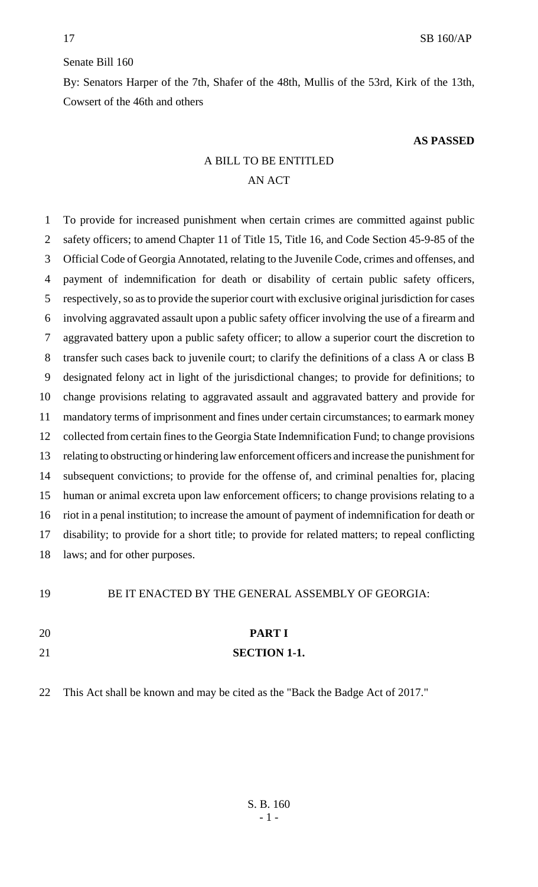Senate Bill 160

By: Senators Harper of the 7th, Shafer of the 48th, Mullis of the 53rd, Kirk of the 13th, Cowsert of the 46th and others

**AS PASSED**

A BILL TO BE ENTITLED

AN ACT

To provide for increased punishment when certain crimes are committed against public safety officers; to amend Chapter 11 of Title 15, Title 16, and Code Section 45-9-85 of the Official Code of Georgia Annotated, relating to the Juvenile Code, crimes and offenses, and payment of indemnification for death or disability of certain public safety officers, respectively, so as to provide the superior court with exclusive original jurisdiction for cases involving aggravated assault upon a public safety officer involving the use of a firearm and aggravated battery upon a public safety officer; to allow a superior court the discretion to transfer such cases back to juvenile court; to clarify the definitions of a class A or class B designated felony act in light of the jurisdictional changes; to provide for definitions; to change provisions relating to aggravated assault and aggravated battery and provide for mandatory terms of imprisonment and fines under certain circumstances; to earmark money collected from certain fines to the Georgia State Indemnification Fund; to change provisions relating to obstructing or hindering law enforcement officers and increase the punishment for subsequent convictions; to provide for the offense of, and criminal penalties for, placing human or animal excreta upon law enforcement officers; to change provisions relating to a riot in a penal institution; to increase the amount of payment of indemnification for death or disability; to provide for a short title; to provide for related matters; to repeal conflicting laws; and for other purposes.

BE IT ENACTED BY THE GENERAL ASSEMBLY OF GEORGIA:

**PART I**

**SECTION 1-1.**

This Act shall be known and may be cited as the "Back the Badge Act of 2017."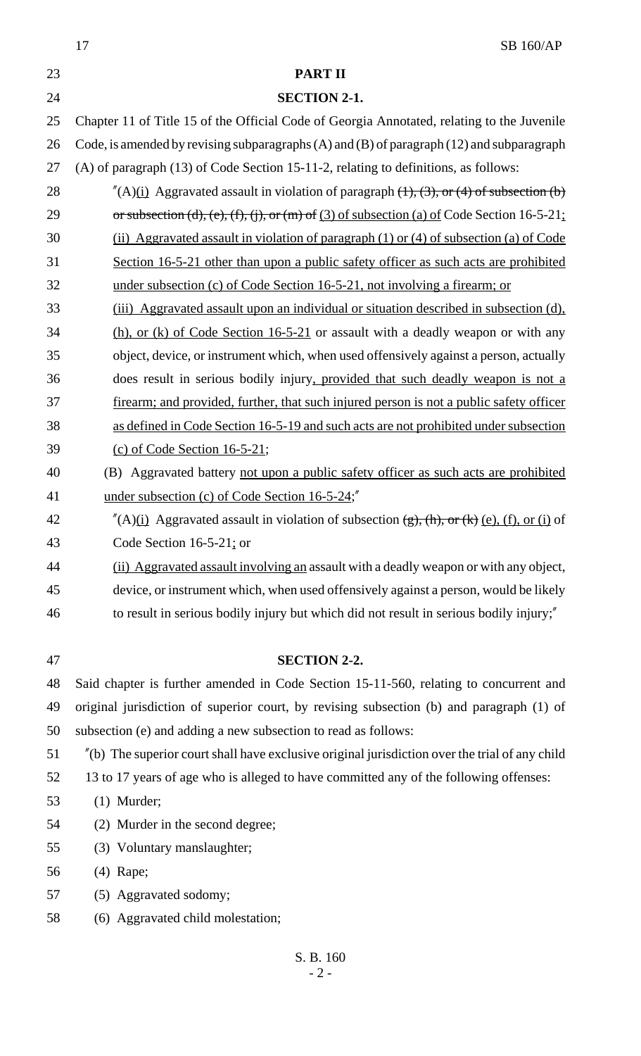## PART II

### SECTION 2-1.

Chapter 11 of Title 15 of the Official Code of Georgia Annotated, relating to the Juvenile Code, is amended by revising subparagraphs (A) and (B) of paragraph (12) and subparagraph (A) of paragraph (13) of Code Section 15-11-2, relating to definitions, as follows:

"(A)(i) Aggravated assault in violation of paragraph ~~(1), (3), or (4) of subsection (b) or subsection (d), (e), (f), (j), or (m) of~~ (3) of subsection (a) of Code Section 16-5-21;

(ii) Aggravated assault in violation of paragraph (1) or (4) of subsection (a) of Code Section 16-5-21 other than upon a public safety officer as such acts are prohibited under subsection (c) of Code Section 16-5-21, not involving a firearm; or

(iii) Aggravated assault upon an individual or situation described in subsection (d), (h), or (k) of Code Section 16-5-21 or assault with a deadly weapon or with any object, device, or instrument which, when used offensively against a person, actually does result in serious bodily injury, provided that such deadly weapon is not a firearm; and provided, further, that such injured person is not a public safety officer as defined in Code Section 16-5-19 and such acts are not prohibited under subsection (c) of Code Section 16-5-21;

(B) Aggravated battery not upon a public safety officer as such acts are prohibited under subsection (c) of Code Section 16-5-24;"

"(A)(i) Aggravated assault in violation of subsection ~~(g), (h), or (k)~~ (e), (f), or (i) of Code Section 16-5-21; or

(ii) Aggravated assault involving an assault with a deadly weapon or with any object, device, or instrument which, when used offensively against a person, would be likely to result in serious bodily injury but which did not result in serious bodily injury;"

### SECTION 2-2.

Said chapter is further amended in Code Section 15-11-560, relating to concurrent and original jurisdiction of superior court, by revising subsection (b) and paragraph (1) of subsection (e) and adding a new subsection to read as follows:

"(b) The superior court shall have exclusive original jurisdiction over the trial of any child 13 to 17 years of age who is alleged to have committed any of the following offenses:

(1) Murder;

(2) Murder in the second degree;

(3) Voluntary manslaughter;

(4) Rape;

(5) Aggravated sodomy;

(6) Aggravated child molestation;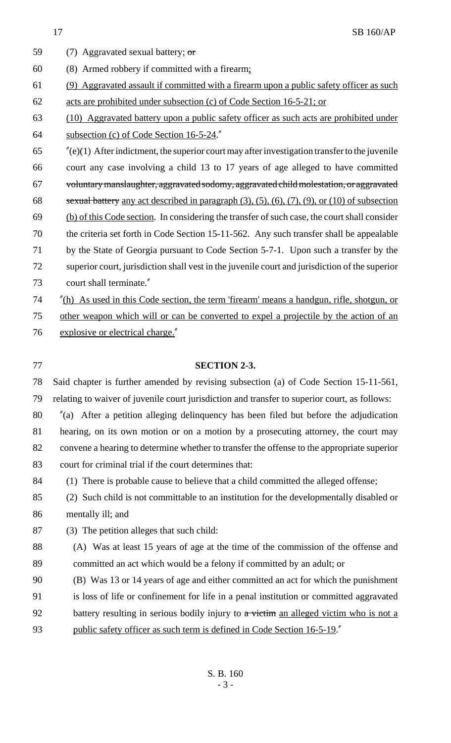(7) Aggravated sexual battery; ~~or~~

(8) Armed robbery if committed with a firearm;

(9) Aggravated assault if committed with a firearm upon a public safety officer as such acts are prohibited under subsection (c) of Code Section 16-5-21; or

(10) Aggravated battery upon a public safety officer as such acts are prohibited under subsection (c) of Code Section 16-5-24."

"(e)(1) After indictment, the superior court may after investigation transfer to the juvenile court any case involving a child 13 to 17 years of age alleged to have committed ~~voluntary manslaughter, aggravated sodomy, aggravated child molestation, or aggravated sexual battery~~ any act described in paragraph (3), (5), (6), (7), (9), or (10) of subsection (b) of this Code section. In considering the transfer of such case, the court shall consider the criteria set forth in Code Section 15-11-562. Any such transfer shall be appealable by the State of Georgia pursuant to Code Section 5-7-1. Upon such a transfer by the superior court, jurisdiction shall vest in the juvenile court and jurisdiction of the superior court shall terminate."

"(h) As used in this Code section, the term 'firearm' means a handgun, rifle, shotgun, or other weapon which will or can be converted to expel a projectile by the action of an explosive or electrical charge."

**SECTION 2-3.**

Said chapter is further amended by revising subsection (a) of Code Section 15-11-561, relating to waiver of juvenile court jurisdiction and transfer to superior court, as follows:

"(a) After a petition alleging delinquency has been filed but before the adjudication hearing, on its own motion or on a motion by a prosecuting attorney, the court may convene a hearing to determine whether to transfer the offense to the appropriate superior court for criminal trial if the court determines that:

(1) There is probable cause to believe that a child committed the alleged offense;

(2) Such child is not committable to an institution for the developmentally disabled or mentally ill; and

(3) The petition alleges that such child:

(A) Was at least 15 years of age at the time of the commission of the offense and committed an act which would be a felony if committed by an adult; or

(B) Was 13 or 14 years of age and either committed an act for which the punishment is loss of life or confinement for life in a penal institution or committed aggravated battery resulting in serious bodily injury to ~~a victim~~ an alleged victim who is not a public safety officer as such term is defined in Code Section 16-5-19."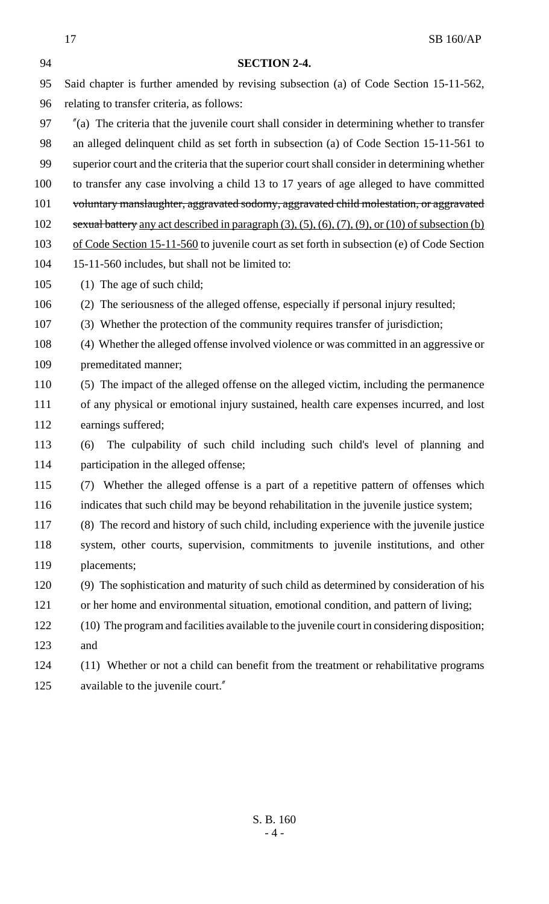**SECTION 2-4.**

Said chapter is further amended by revising subsection (a) of Code Section 15-11-562, relating to transfer criteria, as follows:

"(a) The criteria that the juvenile court shall consider in determining whether to transfer an alleged delinquent child as set forth in subsection (a) of Code Section 15-11-561 to superior court and the criteria that the superior court shall consider in determining whether to transfer any case involving a child 13 to 17 years of age alleged to have committed ~~voluntary manslaughter, aggravated sodomy, aggravated child molestation, or aggravated sexual battery~~ any act described in paragraph (3), (5), (6), (7), (9), or (10) of subsection (b) of Code Section 15-11-560 to juvenile court as set forth in subsection (e) of Code Section 15-11-560 includes, but shall not be limited to:

(1) The age of such child;

(2) The seriousness of the alleged offense, especially if personal injury resulted;

(3) Whether the protection of the community requires transfer of jurisdiction;

(4) Whether the alleged offense involved violence or was committed in an aggressive or premeditated manner;

(5) The impact of the alleged offense on the alleged victim, including the permanence of any physical or emotional injury sustained, health care expenses incurred, and lost earnings suffered;

(6) The culpability of such child including such child's level of planning and participation in the alleged offense;

(7) Whether the alleged offense is a part of a repetitive pattern of offenses which indicates that such child may be beyond rehabilitation in the juvenile justice system;

(8) The record and history of such child, including experience with the juvenile justice system, other courts, supervision, commitments to juvenile institutions, and other placements;

(9) The sophistication and maturity of such child as determined by consideration of his or her home and environmental situation, emotional condition, and pattern of living;

(10) The program and facilities available to the juvenile court in considering disposition; and

(11) Whether or not a child can benefit from the treatment or rehabilitative programs available to the juvenile court."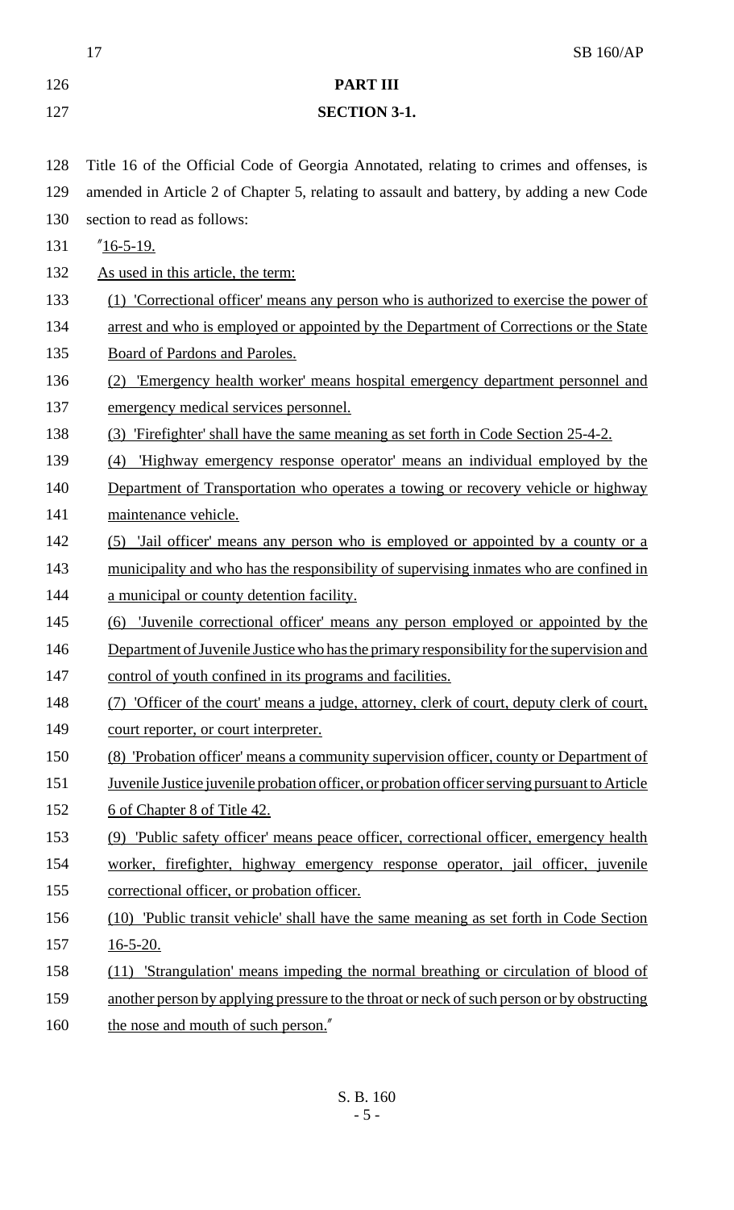**PART III**

**SECTION 3-1.**

Title 16 of the Official Code of Georgia Annotated, relating to crimes and offenses, is amended in Article 2 of Chapter 5, relating to assault and battery, by adding a new Code section to read as follows:

"16-5-19.

As used in this article, the term:

(1) 'Correctional officer' means any person who is authorized to exercise the power of arrest and who is employed or appointed by the Department of Corrections or the State Board of Pardons and Paroles.

(2) 'Emergency health worker' means hospital emergency department personnel and emergency medical services personnel.

(3) 'Firefighter' shall have the same meaning as set forth in Code Section 25-4-2.

(4) 'Highway emergency response operator' means an individual employed by the Department of Transportation who operates a towing or recovery vehicle or highway maintenance vehicle.

(5) 'Jail officer' means any person who is employed or appointed by a county or a municipality and who has the responsibility of supervising inmates who are confined in a municipal or county detention facility.

(6) 'Juvenile correctional officer' means any person employed or appointed by the Department of Juvenile Justice who has the primary responsibility for the supervision and control of youth confined in its programs and facilities.

(7) 'Officer of the court' means a judge, attorney, clerk of court, deputy clerk of court, court reporter, or court interpreter.

(8) 'Probation officer' means a community supervision officer, county or Department of Juvenile Justice juvenile probation officer, or probation officer serving pursuant to Article 6 of Chapter 8 of Title 42.

(9) 'Public safety officer' means peace officer, correctional officer, emergency health worker, firefighter, highway emergency response operator, jail officer, juvenile correctional officer, or probation officer.

(10) 'Public transit vehicle' shall have the same meaning as set forth in Code Section 16-5-20.

(11) 'Strangulation' means impeding the normal breathing or circulation of blood of another person by applying pressure to the throat or neck of such person or by obstructing the nose and mouth of such person."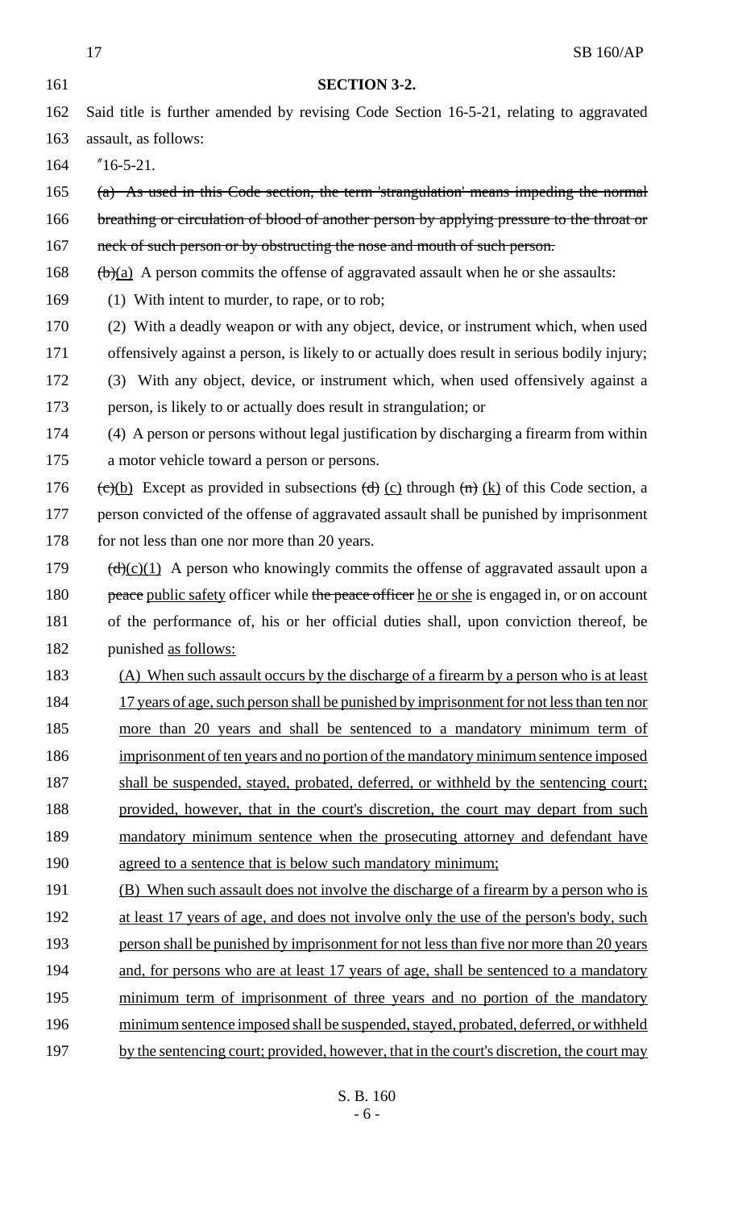**SECTION 3-2.**

Said title is further amended by revising Code Section 16-5-21, relating to aggravated assault, as follows:

"16-5-21.

~~(a) As used in this Code section, the term 'strangulation' means impeding the normal breathing or circulation of blood of another person by applying pressure to the throat or neck of such person or by obstructing the nose and mouth of such person.~~

~~(b)~~(a) A person commits the offense of aggravated assault when he or she assaults:

(1) With intent to murder, to rape, or to rob;

(2) With a deadly weapon or with any object, device, or instrument which, when used offensively against a person, is likely to or actually does result in serious bodily injury;

(3) With any object, device, or instrument which, when used offensively against a person, is likely to or actually does result in strangulation; or

(4) A person or persons without legal justification by discharging a firearm from within a motor vehicle toward a person or persons.

~~(c)~~(b) Except as provided in subsections ~~(d)~~ (c) through ~~(n)~~ (k) of this Code section, a person convicted of the offense of aggravated assault shall be punished by imprisonment for not less than one nor more than 20 years.

~~(d)~~(c)(1) A person who knowingly commits the offense of aggravated assault upon a ~~peace~~ public safety officer while ~~the peace officer~~ he or she is engaged in, or on account of the performance of, his or her official duties shall, upon conviction thereof, be punished as follows:

(A) When such assault occurs by the discharge of a firearm by a person who is at least 17 years of age, such person shall be punished by imprisonment for not less than ten nor more than 20 years and shall be sentenced to a mandatory minimum term of imprisonment of ten years and no portion of the mandatory minimum sentence imposed shall be suspended, stayed, probated, deferred, or withheld by the sentencing court; provided, however, that in the court's discretion, the court may depart from such mandatory minimum sentence when the prosecuting attorney and defendant have agreed to a sentence that is below such mandatory minimum;

(B) When such assault does not involve the discharge of a firearm by a person who is at least 17 years of age, and does not involve only the use of the person's body, such person shall be punished by imprisonment for not less than five nor more than 20 years and, for persons who are at least 17 years of age, shall be sentenced to a mandatory minimum term of imprisonment of three years and no portion of the mandatory minimum sentence imposed shall be suspended, stayed, probated, deferred, or withheld by the sentencing court; provided, however, that in the court's discretion, the court may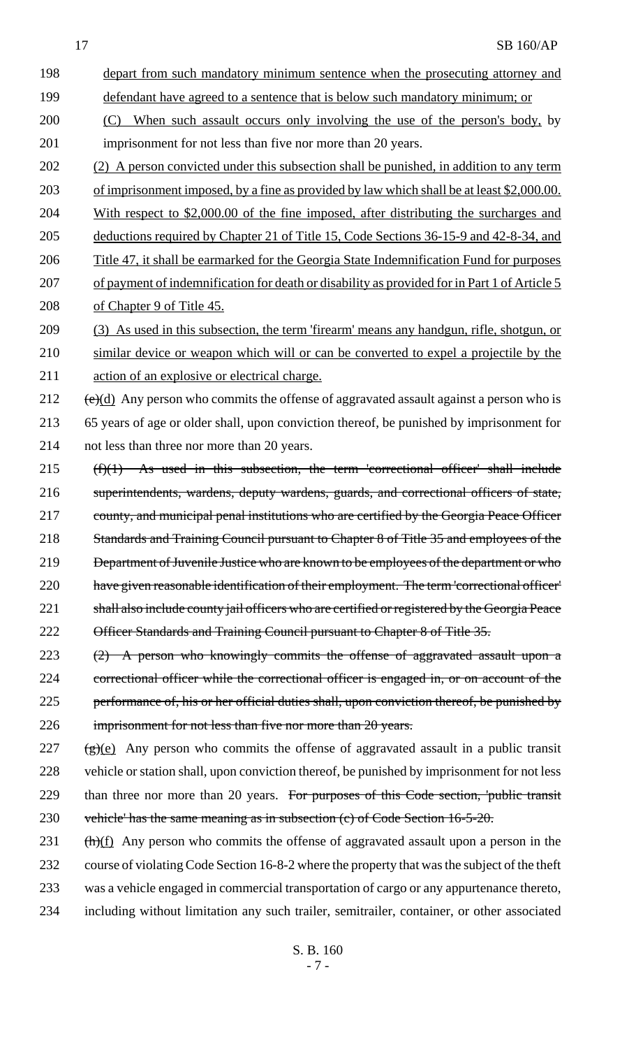depart from such mandatory minimum sentence when the prosecuting attorney and defendant have agreed to a sentence that is below such mandatory minimum; or

(C) When such assault occurs only involving the use of the person's body, by imprisonment for not less than five nor more than 20 years.

(2) A person convicted under this subsection shall be punished, in addition to any term of imprisonment imposed, by a fine as provided by law which shall be at least $2,000.00. With respect to $2,000.00 of the fine imposed, after distributing the surcharges and deductions required by Chapter 21 of Title 15, Code Sections 36-15-9 and 42-8-34, and Title 47, it shall be earmarked for the Georgia State Indemnification Fund for purposes of payment of indemnification for death or disability as provided for in Part 1 of Article 5 of Chapter 9 of Title 45.

(3) As used in this subsection, the term 'firearm' means any handgun, rifle, shotgun, or similar device or weapon which will or can be converted to expel a projectile by the action of an explosive or electrical charge.

~~(e)~~(d) Any person who commits the offense of aggravated assault against a person who is 65 years of age or older shall, upon conviction thereof, be punished by imprisonment for not less than three nor more than 20 years.

~~(f)(1) As used in this subsection, the term 'correctional officer' shall include superintendents, wardens, deputy wardens, guards, and correctional officers of state, county, and municipal penal institutions who are certified by the Georgia Peace Officer Standards and Training Council pursuant to Chapter 8 of Title 35 and employees of the Department of Juvenile Justice who are known to be employees of the department or who have given reasonable identification of their employment. The term 'correctional officer' shall also include county jail officers who are certified or registered by the Georgia Peace Officer Standards and Training Council pursuant to Chapter 8 of Title 35.~~

~~(2) A person who knowingly commits the offense of aggravated assault upon a correctional officer while the correctional officer is engaged in, or on account of the performance of, his or her official duties shall, upon conviction thereof, be punished by imprisonment for not less than five nor more than 20 years.~~

~~(g)~~(e) Any person who commits the offense of aggravated assault in a public transit vehicle or station shall, upon conviction thereof, be punished by imprisonment for not less than three nor more than 20 years. ~~For purposes of this Code section, 'public transit vehicle' has the same meaning as in subsection (c) of Code Section 16-5-20.~~

~~(h)~~(f) Any person who commits the offense of aggravated assault upon a person in the course of violating Code Section 16-8-2 where the property that was the subject of the theft was a vehicle engaged in commercial transportation of cargo or any appurtenance thereto, including without limitation any such trailer, semitrailer, container, or other associated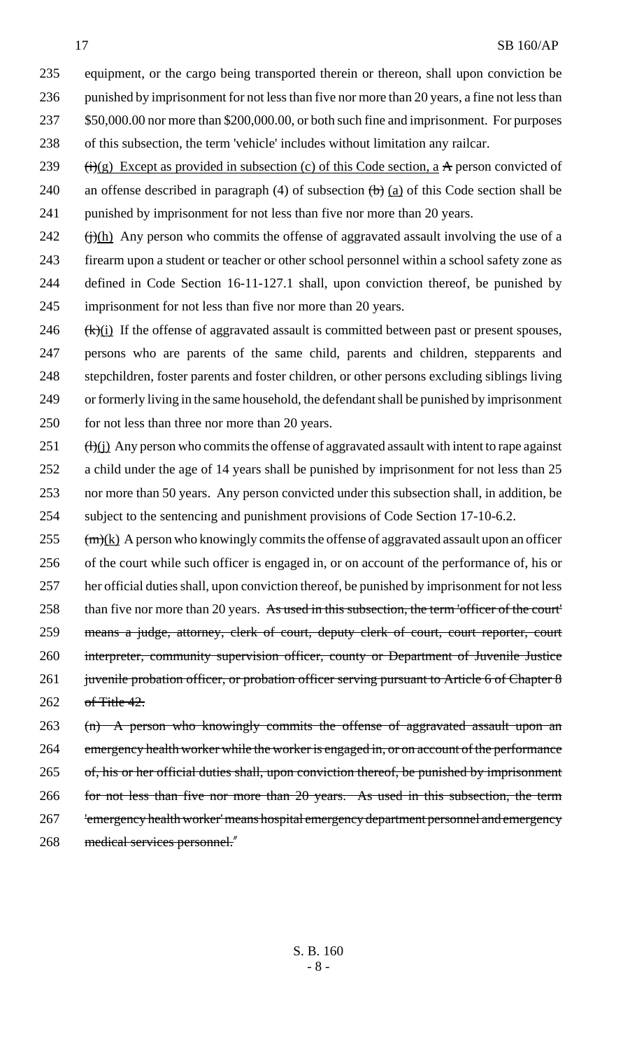235 equipment, or the cargo being transported therein or thereon, shall upon conviction be
236 punished by imprisonment for not less than five nor more than 20 years, a fine not less than
237 $50,000.00 nor more than $200,000.00, or both such fine and imprisonment. For purposes
238 of this subsection, the term 'vehicle' includes without limitation any railcar.

239 ~~(i)~~(g) Except as provided in subsection (c) of this Code section, a ~~A~~ person convicted of
240 an offense described in paragraph (4) of subsection ~~(b)~~ (a) of this Code section shall be
241 punished by imprisonment for not less than five nor more than 20 years.

242 ~~(j)~~(h) Any person who commits the offense of aggravated assault involving the use of a
243 firearm upon a student or teacher or other school personnel within a school safety zone as
244 defined in Code Section 16-11-127.1 shall, upon conviction thereof, be punished by
245 imprisonment for not less than five nor more than 20 years.

246 ~~(k)~~(i) If the offense of aggravated assault is committed between past or present spouses,
247 persons who are parents of the same child, parents and children, stepparents and
248 stepchildren, foster parents and foster children, or other persons excluding siblings living
249 or formerly living in the same household, the defendant shall be punished by imprisonment
250 for not less than three nor more than 20 years.

251 ~~(l)~~(j) Any person who commits the offense of aggravated assault with intent to rape against
252 a child under the age of 14 years shall be punished by imprisonment for not less than 25
253 nor more than 50 years. Any person convicted under this subsection shall, in addition, be
254 subject to the sentencing and punishment provisions of Code Section 17-10-6.2.

255 ~~(m)~~(k) A person who knowingly commits the offense of aggravated assault upon an officer
256 of the court while such officer is engaged in, or on account of the performance of, his or
257 her official duties shall, upon conviction thereof, be punished by imprisonment for not less
258 than five nor more than 20 years. ~~As used in this subsection, the term 'officer of the court'~~
259 ~~means a judge, attorney, clerk of court, deputy clerk of court, court reporter, court~~
260 ~~interpreter, community supervision officer, county or Department of Juvenile Justice~~
261 ~~juvenile probation officer, or probation officer serving pursuant to Article 6 of Chapter 8~~
262 ~~of Title 42.~~

263 ~~(n) A person who knowingly commits the offense of aggravated assault upon an~~
264 ~~emergency health worker while the worker is engaged in, or on account of the performance~~
265 ~~of, his or her official duties shall, upon conviction thereof, be punished by imprisonment~~
266 ~~for not less than five nor more than 20 years. As used in this subsection, the term~~
267 ~~'emergency health worker' means hospital emergency department personnel and emergency~~
268 ~~medical services personnel.~~"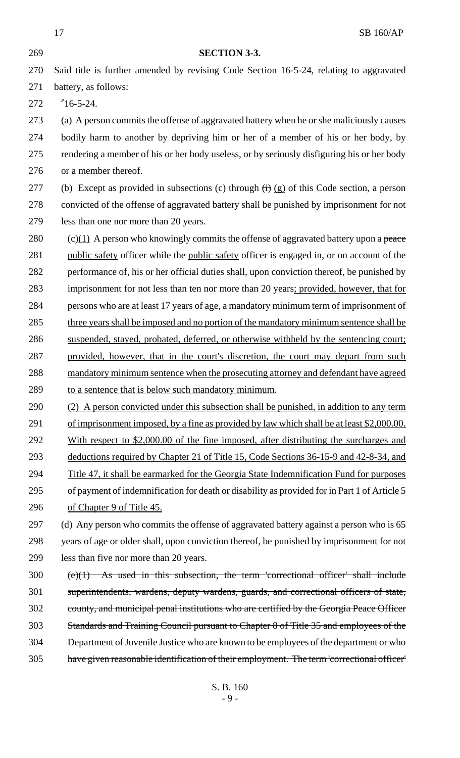**SECTION 3-3.**

Said title is further amended by revising Code Section 16-5-24, relating to aggravated battery, as follows:

"16-5-24.

(a) A person commits the offense of aggravated battery when he or she maliciously causes bodily harm to another by depriving him or her of a member of his or her body, by rendering a member of his or her body useless, or by seriously disfiguring his or her body or a member thereof.

(b) Except as provided in subsections (c) through ~~(i)~~ (g) of this Code section, a person convicted of the offense of aggravated battery shall be punished by imprisonment for not less than one nor more than 20 years.

(c)(1) A person who knowingly commits the offense of aggravated battery upon a ~~peace~~ public safety officer while the public safety officer is engaged in, or on account of the performance of, his or her official duties shall, upon conviction thereof, be punished by imprisonment for not less than ten nor more than 20 years; provided, however, that for persons who are at least 17 years of age, a mandatory minimum term of imprisonment of three years shall be imposed and no portion of the mandatory minimum sentence shall be suspended, stayed, probated, deferred, or otherwise withheld by the sentencing court; provided, however, that in the court's discretion, the court may depart from such mandatory minimum sentence when the prosecuting attorney and defendant have agreed to a sentence that is below such mandatory minimum.

(2) A person convicted under this subsection shall be punished, in addition to any term of imprisonment imposed, by a fine as provided by law which shall be at least $2,000.00. With respect to $2,000.00 of the fine imposed, after distributing the surcharges and deductions required by Chapter 21 of Title 15, Code Sections 36-15-9 and 42-8-34, and Title 47, it shall be earmarked for the Georgia State Indemnification Fund for purposes of payment of indemnification for death or disability as provided for in Part 1 of Article 5 of Chapter 9 of Title 45.

(d) Any person who commits the offense of aggravated battery against a person who is 65 years of age or older shall, upon conviction thereof, be punished by imprisonment for not less than five nor more than 20 years.

~~(e)(1) As used in this subsection, the term 'correctional officer' shall include superintendents, wardens, deputy wardens, guards, and correctional officers of state, county, and municipal penal institutions who are certified by the Georgia Peace Officer Standards and Training Council pursuant to Chapter 8 of Title 35 and employees of the Department of Juvenile Justice who are known to be employees of the department or who have given reasonable identification of their employment. The term 'correctional officer'~~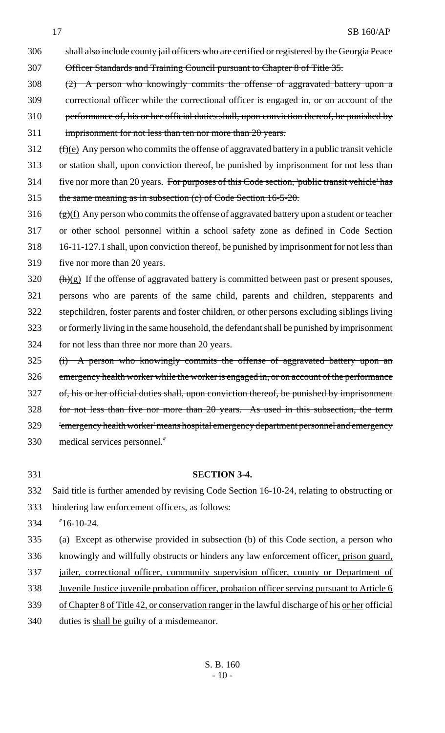306 ~~shall also include county jail officers who are certified or registered by the Georgia Peace~~
307 ~~Officer Standards and Training Council pursuant to Chapter 8 of Title 35.~~
308 ~~(2) A person who knowingly commits the offense of aggravated battery upon a~~
309 ~~correctional officer while the correctional officer is engaged in, or on account of the~~
310 ~~performance of, his or her official duties shall, upon conviction thereof, be punished by~~
311 ~~imprisonment for not less than ten nor more than 20 years.~~
312 ~~(f)~~<u>(e)</u> Any person who commits the offense of aggravated battery in a public transit vehicle
313 or station shall, upon conviction thereof, be punished by imprisonment for not less than
314 five nor more than 20 years. ~~For purposes of this Code section, 'public transit vehicle' has~~
315 ~~the same meaning as in subsection (c) of Code Section 16-5-20.~~
316 ~~(g)~~<u>(f)</u> Any person who commits the offense of aggravated battery upon a student or teacher
317 or other school personnel within a school safety zone as defined in Code Section
318 16-11-127.1 shall, upon conviction thereof, be punished by imprisonment for not less than
319 five nor more than 20 years.
320 ~~(h)~~<u>(g)</u> If the offense of aggravated battery is committed between past or present spouses,
321 persons who are parents of the same child, parents and children, stepparents and
322 stepchildren, foster parents and foster children, or other persons excluding siblings living
323 or formerly living in the same household, the defendant shall be punished by imprisonment
324 for not less than three nor more than 20 years.
325 ~~(i) A person who knowingly commits the offense of aggravated battery upon an~~
326 ~~emergency health worker while the worker is engaged in, or on account of the performance~~
327 ~~of, his or her official duties shall, upon conviction thereof, be punished by imprisonment~~
328 ~~for not less than five nor more than 20 years. As used in this subsection, the term~~
329 ~~'emergency health worker' means hospital emergency department personnel and emergency~~
330 ~~medical services personnel.~~"

331 **SECTION 3-4.**

332 Said title is further amended by revising Code Section 16-10-24, relating to obstructing or
333 hindering law enforcement officers, as follows:
334 "16-10-24.
335 (a) Except as otherwise provided in subsection (b) of this Code section, a person who
336 knowingly and willfully obstructs or hinders any law enforcement officer<u>, prison guard,</u>
337 <u>jailer, correctional officer, community supervision officer, county or Department of</u>
338 <u>Juvenile Justice juvenile probation officer, probation officer serving pursuant to Article 6</u>
339 <u>of Chapter 8 of Title 42, or conservation ranger</u> in the lawful discharge of his <u>or her</u> official
340 duties ~~is~~ <u>shall be</u> guilty of a misdemeanor.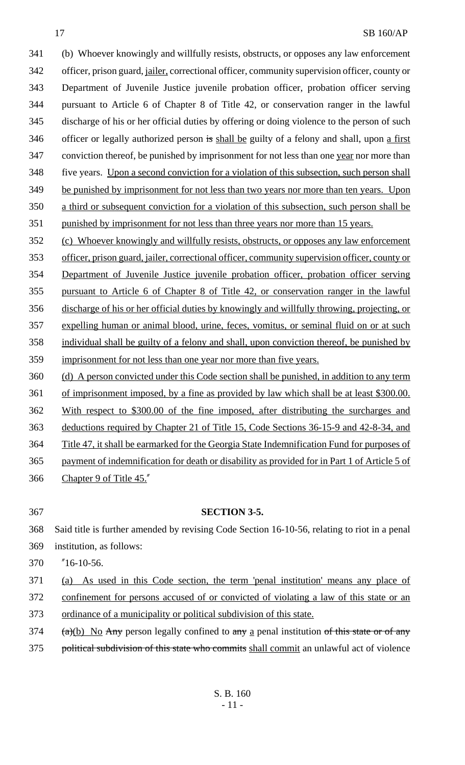(b) Whoever knowingly and willfully resists, obstructs, or opposes any law enforcement officer, prison guard, jailer, correctional officer, community supervision officer, county or Department of Juvenile Justice juvenile probation officer, probation officer serving pursuant to Article 6 of Chapter 8 of Title 42, or conservation ranger in the lawful discharge of his or her official duties by offering or doing violence to the person of such officer or legally authorized person ~~is~~ shall be guilty of a felony and shall, upon a first conviction thereof, be punished by imprisonment for not less than one year nor more than five years. Upon a second conviction for a violation of this subsection, such person shall be punished by imprisonment for not less than two years nor more than ten years. Upon a third or subsequent conviction for a violation of this subsection, such person shall be punished by imprisonment for not less than three years nor more than 15 years.

(c) Whoever knowingly and willfully resists, obstructs, or opposes any law enforcement officer, prison guard, jailer, correctional officer, community supervision officer, county or Department of Juvenile Justice juvenile probation officer, probation officer serving pursuant to Article 6 of Chapter 8 of Title 42, or conservation ranger in the lawful discharge of his or her official duties by knowingly and willfully throwing, projecting, or expelling human or animal blood, urine, feces, vomitus, or seminal fluid on or at such individual shall be guilty of a felony and shall, upon conviction thereof, be punished by imprisonment for not less than one year nor more than five years.

(d) A person convicted under this Code section shall be punished, in addition to any term of imprisonment imposed, by a fine as provided by law which shall be at least $300.00. With respect to $300.00 of the fine imposed, after distributing the surcharges and deductions required by Chapter 21 of Title 15, Code Sections 36-15-9 and 42-8-34, and Title 47, it shall be earmarked for the Georgia State Indemnification Fund for purposes of payment of indemnification for death or disability as provided for in Part 1 of Article 5 of Chapter 9 of Title 45."

**SECTION 3-5.**

Said title is further amended by revising Code Section 16-10-56, relating to riot in a penal institution, as follows:

"16-10-56.

(a) As used in this Code section, the term 'penal institution' means any place of confinement for persons accused of or convicted of violating a law of this state or an ordinance of a municipality or political subdivision of this state.

~~(a)~~(b) No ~~Any~~ person legally confined to ~~any~~ a penal institution ~~of this state or of any political subdivision of this state who commits~~ shall commit an unlawful act of violence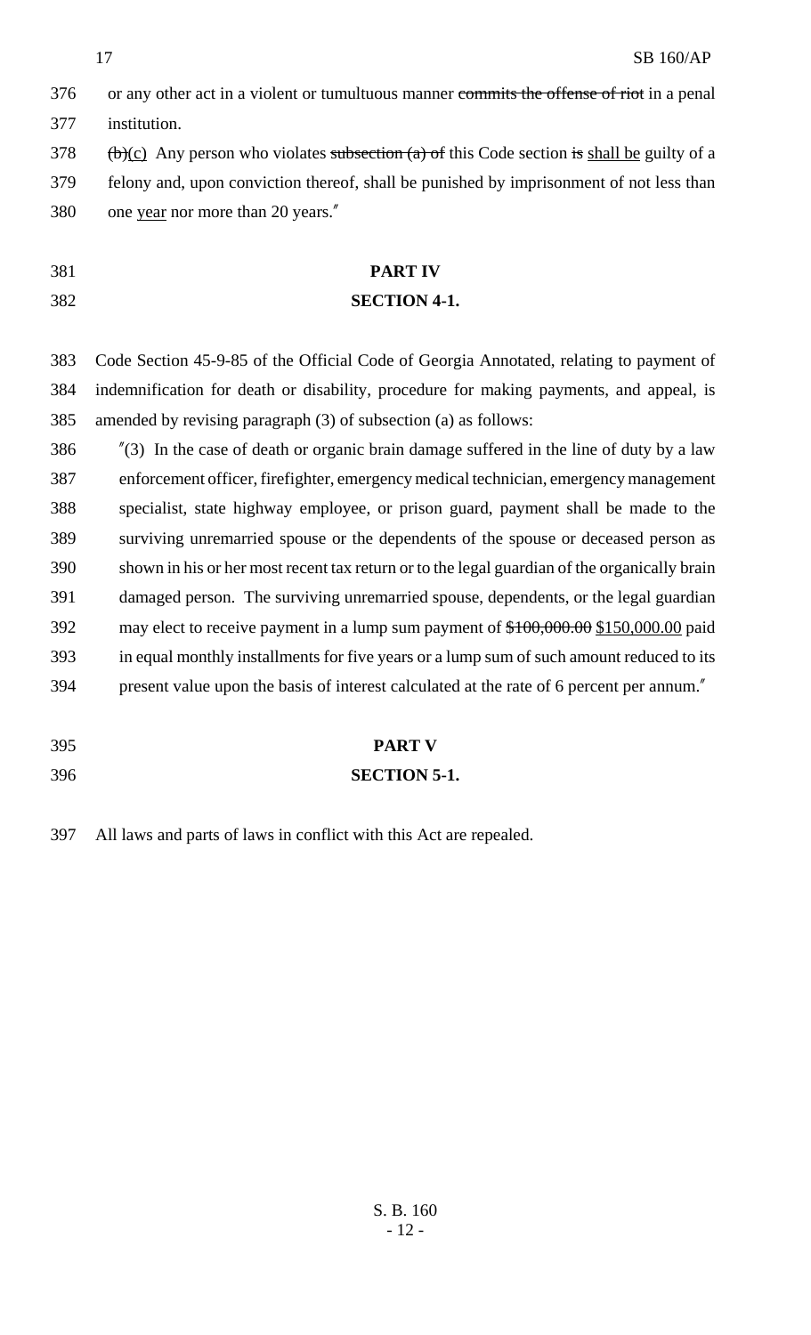or any other act in a violent or tumultuous manner ~~commits the offense of riot~~ in a penal institution.

~~(b)~~(c) Any person who violates ~~subsection (a) of~~ this Code section ~~is~~ shall be guilty of a felony and, upon conviction thereof, shall be punished by imprisonment of not less than one year nor more than 20 years."

**PART IV**
**SECTION 4-1.**

Code Section 45-9-85 of the Official Code of Georgia Annotated, relating to payment of indemnification for death or disability, procedure for making payments, and appeal, is amended by revising paragraph (3) of subsection (a) as follows:

"(3) In the case of death or organic brain damage suffered in the line of duty by a law enforcement officer, firefighter, emergency medical technician, emergency management specialist, state highway employee, or prison guard, payment shall be made to the surviving unremarried spouse or the dependents of the spouse or deceased person as shown in his or her most recent tax return or to the legal guardian of the organically brain damaged person. The surviving unremarried spouse, dependents, or the legal guardian may elect to receive payment in a lump sum payment of ~~$100,000.00~~ $150,000.00 paid in equal monthly installments for five years or a lump sum of such amount reduced to its present value upon the basis of interest calculated at the rate of 6 percent per annum."

**PART V**
**SECTION 5-1.**

All laws and parts of laws in conflict with this Act are repealed.